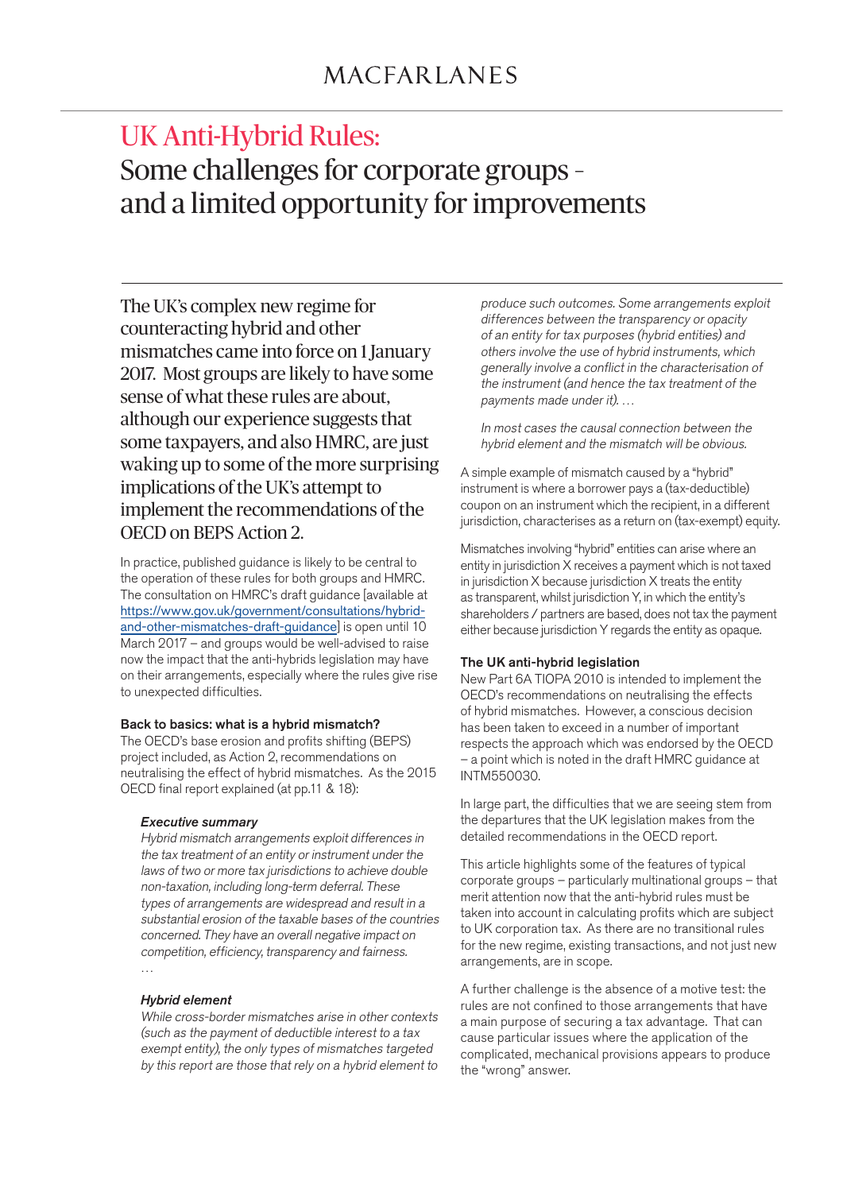# UK Anti-Hybrid Rules:

## Some challenges for corporate groups – and a limited opportunity for improvements

The UK's complex new regime for counteracting hybrid and other mismatches came into force on 1 January 2017. Most groups are likely to have some sense of what these rules are about, although our experience suggests that some taxpayers, and also HMRC, are just waking up to some of the more surprising implications of the UK's attempt to implement the recommendations of the OECD on BEPS Action 2.

In practice, published guidance is likely to be central to the operation of these rules for both groups and HMRC. The consultation on HMRC's draft guidance [available at https://www.gov.uk/government/consultations/hybrid-and-other-mismatches-draft-guidance] is open until 10 March 2017 – and groups would be well-advised to raise now the impact that the anti-hybrids legislation may have on their arrangements, especially where the rules give rise to unexpected difficulties.

### Back to basics: what is a hybrid mismatch?

The OECD's base erosion and profits shifting (BEPS) project included, as Action 2, recommendations on neutralising the effect of hybrid mismatches. As the 2015 OECD final report explained (at pp.11 & 18):

> ***Executive summary***
>
> *Hybrid mismatch arrangements exploit differences in the tax treatment of an entity or instrument under the laws of two or more tax jurisdictions to achieve double non-taxation, including long-term deferral. These types of arrangements are widespread and result in a substantial erosion of the taxable bases of the countries concerned. They have an overall negative impact on competition, efficiency, transparency and fairness.*
>
> …
>
> ***Hybrid element***
>
> *While cross-border mismatches arise in other contexts (such as the payment of deductible interest to a tax exempt entity), the only types of mismatches targeted by this report are those that rely on a hybrid element to produce such outcomes. Some arrangements exploit differences between the transparency or opacity of an entity for tax purposes (hybrid entities) and others involve the use of hybrid instruments, which generally involve a conflict in the characterisation of the instrument (and hence the tax treatment of the payments made under it). …*
>
> *In most cases the causal connection between the hybrid element and the mismatch will be obvious.*

A simple example of mismatch caused by a "hybrid" instrument is where a borrower pays a (tax-deductible) coupon on an instrument which the recipient, in a different jurisdiction, characterises as a return on (tax-exempt) equity.

Mismatches involving "hybrid" entities can arise where an entity in jurisdiction X receives a payment which is not taxed in jurisdiction X because jurisdiction X treats the entity as transparent, whilst jurisdiction Y, in which the entity's shareholders / partners are based, does not tax the payment either because jurisdiction Y regards the entity as opaque.

### The UK anti-hybrid legislation

New Part 6A TIOPA 2010 is intended to implement the OECD's recommendations on neutralising the effects of hybrid mismatches. However, a conscious decision has been taken to exceed in a number of important respects the approach which was endorsed by the OECD – a point which is noted in the draft HMRC guidance at INTM550030.

In large part, the difficulties that we are seeing stem from the departures that the UK legislation makes from the detailed recommendations in the OECD report.

This article highlights some of the features of typical corporate groups – particularly multinational groups – that merit attention now that the anti-hybrid rules must be taken into account in calculating profits which are subject to UK corporation tax. As there are no transitional rules for the new regime, existing transactions, and not just new arrangements, are in scope.

A further challenge is the absence of a motive test: the rules are not confined to those arrangements that have a main purpose of securing a tax advantage. That can cause particular issues where the application of the complicated, mechanical provisions appears to produce the "wrong" answer.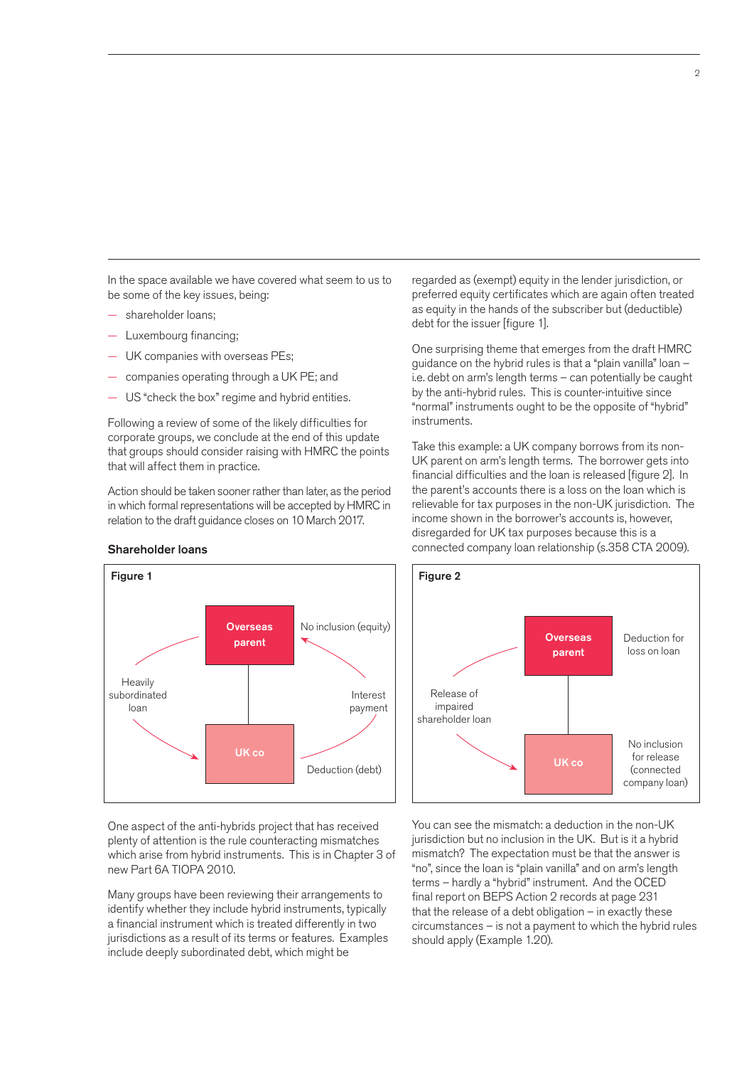In the space available we have covered what seem to us to be some of the key issues, being:

- shareholder loans;
- Luxembourg financing;
- UK companies with overseas PEs;
- companies operating through a UK PE; and
- US "check the box" regime and hybrid entities.

Following a review of some of the likely difficulties for corporate groups, we conclude at the end of this update that groups should consider raising with HMRC the points that will affect them in practice.

Action should be taken sooner rather than later, as the period in which formal representations will be accepted by HMRC in relation to the draft guidance closes on 10 March 2017.

### Shareholder loans

**Figure 1**

Overseas parent — No inclusion (equity)

Heavily subordinated loan → UK co

Interest payment — Deduction (debt)

One aspect of the anti-hybrids project that has received plenty of attention is the rule counteracting mismatches which arise from hybrid instruments. This is in Chapter 3 of new Part 6A TIOPA 2010.

Many groups have been reviewing their arrangements to identify whether they include hybrid instruments, typically a financial instrument which is treated differently in two jurisdictions as a result of its terms or features. Examples include deeply subordinated debt, which might be regarded as (exempt) equity in the lender jurisdiction, or preferred equity certificates which are again often treated as equity in the hands of the subscriber but (deductible) debt for the issuer [figure 1].

One surprising theme that emerges from the draft HMRC guidance on the hybrid rules is that a "plain vanilla" loan – i.e. debt on arm's length terms – can potentially be caught by the anti-hybrid rules. This is counter-intuitive since "normal" instruments ought to be the opposite of "hybrid" instruments.

Take this example: a UK company borrows from its non-UK parent on arm's length terms. The borrower gets into financial difficulties and the loan is released [figure 2]. In the parent's accounts there is a loss on the loan which is relievable for tax purposes in the non-UK jurisdiction. The income shown in the borrower's accounts is, however, disregarded for UK tax purposes because this is a connected company loan relationship (s.358 CTA 2009).

**Figure 2**

Overseas parent — Deduction for loss on loan

Release of impaired shareholder loan → UK co

No inclusion for release (connected company loan)

You can see the mismatch: a deduction in the non-UK jurisdiction but no inclusion in the UK. But is it a hybrid mismatch? The expectation must be that the answer is "no", since the loan is "plain vanilla" and on arm's length terms – hardly a "hybrid" instrument. And the OCED final report on BEPS Action 2 records at page 231 that the release of a debt obligation – in exactly these circumstances – is not a payment to which the hybrid rules should apply (Example 1.20).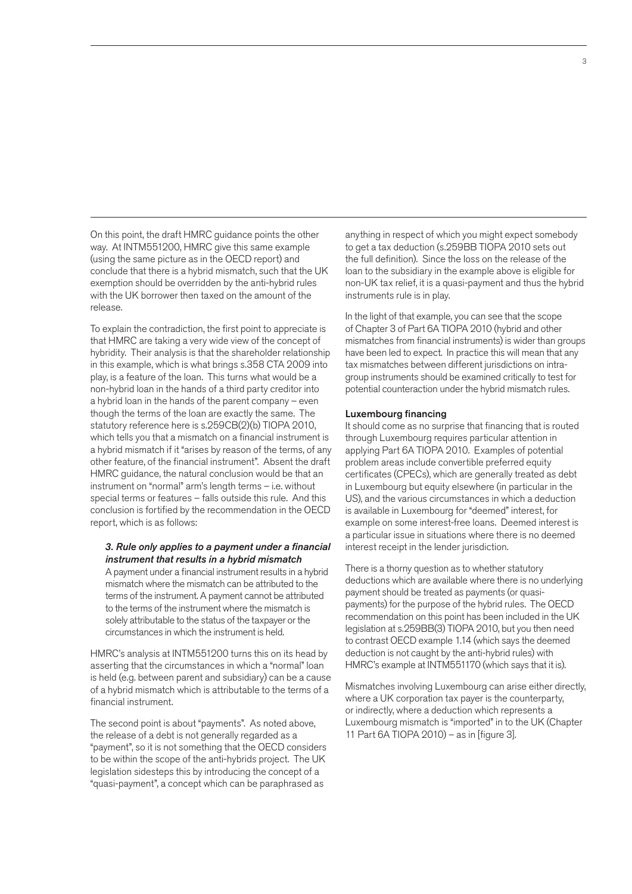On this point, the draft HMRC guidance points the other way. At INTM551200, HMRC give this same example (using the same picture as in the OECD report) and conclude that there is a hybrid mismatch, such that the UK exemption should be overridden by the anti-hybrid rules with the UK borrower then taxed on the amount of the release.

To explain the contradiction, the first point to appreciate is that HMRC are taking a very wide view of the concept of hybridity. Their analysis is that the shareholder relationship in this example, which is what brings s.358 CTA 2009 into play, is a feature of the loan. This turns what would be a non-hybrid loan in the hands of a third party creditor into a hybrid loan in the hands of the parent company – even though the terms of the loan are exactly the same. The statutory reference here is s.259CB(2)(b) TIOPA 2010, which tells you that a mismatch on a financial instrument is a hybrid mismatch if it "arises by reason of the terms, of any other feature, of the financial instrument". Absent the draft HMRC guidance, the natural conclusion would be that an instrument on "normal" arm's length terms – i.e. without special terms or features – falls outside this rule. And this conclusion is fortified by the recommendation in the OECD report, which is as follows:

> ***3. Rule only applies to a payment under a financial instrument that results in a hybrid mismatch***
>
> A payment under a financial instrument results in a hybrid mismatch where the mismatch can be attributed to the terms of the instrument. A payment cannot be attributed to the terms of the instrument where the mismatch is solely attributable to the status of the taxpayer or the circumstances in which the instrument is held.

HMRC's analysis at INTM551200 turns this on its head by asserting that the circumstances in which a "normal" loan is held (e.g. between parent and subsidiary) can be a cause of a hybrid mismatch which is attributable to the terms of a financial instrument.

The second point is about "payments". As noted above, the release of a debt is not generally regarded as a "payment", so it is not something that the OECD considers to be within the scope of the anti-hybrids project. The UK legislation sidesteps this by introducing the concept of a "quasi-payment", a concept which can be paraphrased as anything in respect of which you might expect somebody to get a tax deduction (s.259BB TIOPA 2010 sets out the full definition). Since the loss on the release of the loan to the subsidiary in the example above is eligible for non-UK tax relief, it is a quasi-payment and thus the hybrid instruments rule is in play.

In the light of that example, you can see that the scope of Chapter 3 of Part 6A TIOPA 2010 (hybrid and other mismatches from financial instruments) is wider than groups have been led to expect. In practice this will mean that any tax mismatches between different jurisdictions on intra-group instruments should be examined critically to test for potential counteraction under the hybrid mismatch rules.

**Luxembourg financing**

It should come as no surprise that financing that is routed through Luxembourg requires particular attention in applying Part 6A TIOPA 2010. Examples of potential problem areas include convertible preferred equity certificates (CPECs), which are generally treated as debt in Luxembourg but equity elsewhere (in particular in the US), and the various circumstances in which a deduction is available in Luxembourg for "deemed" interest, for example on some interest-free loans. Deemed interest is a particular issue in situations where there is no deemed interest receipt in the lender jurisdiction.

There is a thorny question as to whether statutory deductions which are available where there is no underlying payment should be treated as payments (or quasi-payments) for the purpose of the hybrid rules. The OECD recommendation on this point has been included in the UK legislation at s.259BB(3) TIOPA 2010, but you then need to contrast OECD example 1.14 (which says the deemed deduction is not caught by the anti-hybrid rules) with HMRC's example at INTM551170 (which says that it is).

Mismatches involving Luxembourg can arise either directly, where a UK corporation tax payer is the counterparty, or indirectly, where a deduction which represents a Luxembourg mismatch is "imported" in to the UK (Chapter 11 Part 6A TIOPA 2010) – as in [figure 3].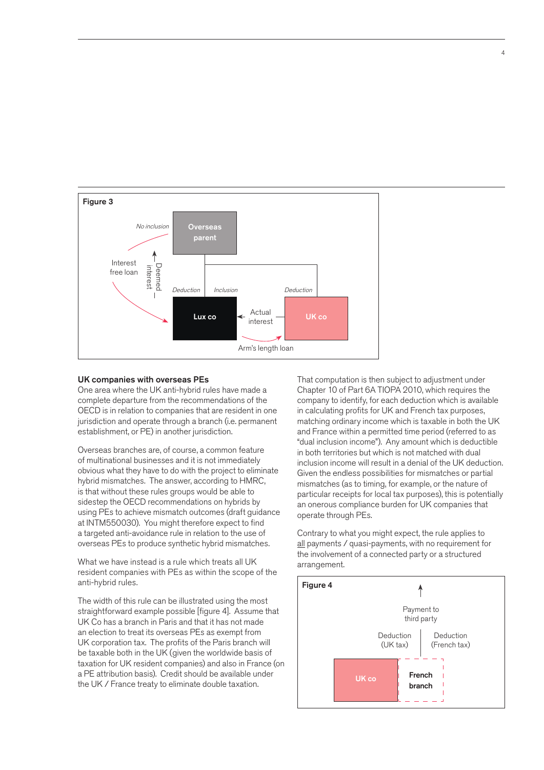**Figure 3**

No inclusion | Overseas parent | Interest free loan | Deemed interest | Deduction | Inclusion | Deduction | Lux co | Actual interest | UK co | Arm's length loan

## UK companies with overseas PEs

One area where the UK anti-hybrid rules have made a complete departure from the recommendations of the OECD is in relation to companies that are resident in one jurisdiction and operate through a branch (i.e. permanent establishment, or PE) in another jurisdiction.

Overseas branches are, of course, a common feature of multinational businesses and it is not immediately obvious what they have to do with the project to eliminate hybrid mismatches. The answer, according to HMRC, is that without these rules groups would be able to sidestep the OECD recommendations on hybrids by using PEs to achieve mismatch outcomes (draft guidance at INTM550030). You might therefore expect to find a targeted anti-avoidance rule in relation to the use of overseas PEs to produce synthetic hybrid mismatches.

What we have instead is a rule which treats all UK resident companies with PEs as within the scope of the anti-hybrid rules.

The width of this rule can be illustrated using the most straightforward example possible [figure 4]. Assume that UK Co has a branch in Paris and that it has not made an election to treat its overseas PEs as exempt from UK corporation tax. The profits of the Paris branch will be taxable both in the UK (given the worldwide basis of taxation for UK resident companies) and also in France (on a PE attribution basis). Credit should be available under the UK / France treaty to eliminate double taxation.

That computation is then subject to adjustment under Chapter 10 of Part 6A TIOPA 2010, which requires the company to identify, for each deduction which is available in calculating profits for UK and French tax purposes, matching ordinary income which is taxable in both the UK and France within a permitted time period (referred to as "dual inclusion income"). Any amount which is deductible in both territories but which is not matched with dual inclusion income will result in a denial of the UK deduction. Given the endless possibilities for mismatches or partial mismatches (as to timing, for example, or the nature of particular receipts for local tax purposes), this is potentially an onerous compliance burden for UK companies that operate through PEs.

Contrary to what you might expect, the rule applies to all payments / quasi-payments, with no requirement for the involvement of a connected party or a structured arrangement.

**Figure 4**

Payment to third party | Deduction (UK tax) | Deduction (French tax) | UK co | French branch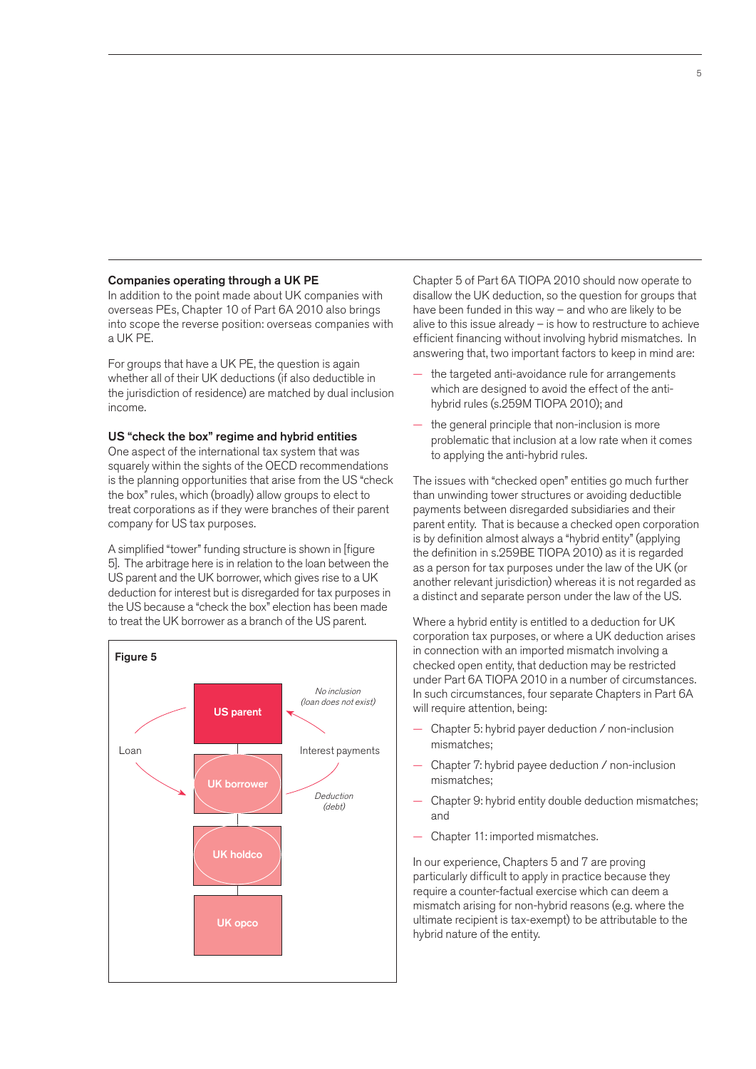### Companies operating through a UK PE

In addition to the point made about UK companies with overseas PEs, Chapter 10 of Part 6A 2010 also brings into scope the reverse position: overseas companies with a UK PE.

For groups that have a UK PE, the question is again whether all of their UK deductions (if also deductible in the jurisdiction of residence) are matched by dual inclusion income.

### US "check the box" regime and hybrid entities

One aspect of the international tax system that was squarely within the sights of the OECD recommendations is the planning opportunities that arise from the US "check the box" rules, which (broadly) allow groups to elect to treat corporations as if they were branches of their parent company for US tax purposes.

A simplified "tower" funding structure is shown in [figure 5]. The arbitrage here is in relation to the loan between the US parent and the UK borrower, which gives rise to a UK deduction for interest but is disregarded for tax purposes in the US because a "check the box" election has been made to treat the UK borrower as a branch of the US parent.

**Figure 5**

| Entity | Notes |
|---|---|
| US parent | *No inclusion (loan does not exist)* |
| UK borrower | *Deduction (debt)* |
| UK holdco | |
| UK opco | |

Loan (US parent → UK borrower); Interest payments (UK borrower → US parent)

Chapter 5 of Part 6A TIOPA 2010 should now operate to disallow the UK deduction, so the question for groups that have been funded in this way – and who are likely to be alive to this issue already – is how to restructure to achieve efficient financing without involving hybrid mismatches. In answering that, two important factors to keep in mind are:

- the targeted anti-avoidance rule for arrangements which are designed to avoid the effect of the anti-hybrid rules (s.259M TIOPA 2010); and
- the general principle that non-inclusion is more problematic that inclusion at a low rate when it comes to applying the anti-hybrid rules.

The issues with "checked open" entities go much further than unwinding tower structures or avoiding deductible payments between disregarded subsidiaries and their parent entity. That is because a checked open corporation is by definition almost always a "hybrid entity" (applying the definition in s.259BE TIOPA 2010) as it is regarded as a person for tax purposes under the law of the UK (or another relevant jurisdiction) whereas it is not regarded as a distinct and separate person under the law of the US.

Where a hybrid entity is entitled to a deduction for UK corporation tax purposes, or where a UK deduction arises in connection with an imported mismatch involving a checked open entity, that deduction may be restricted under Part 6A TIOPA 2010 in a number of circumstances. In such circumstances, four separate Chapters in Part 6A will require attention, being:

- Chapter 5: hybrid payer deduction / non-inclusion mismatches;
- Chapter 7: hybrid payee deduction / non-inclusion mismatches;
- Chapter 9: hybrid entity double deduction mismatches; and
- Chapter 11: imported mismatches.

In our experience, Chapters 5 and 7 are proving particularly difficult to apply in practice because they require a counter-factual exercise which can deem a mismatch arising for non-hybrid reasons (e.g. where the ultimate recipient is tax-exempt) to be attributable to the hybrid nature of the entity.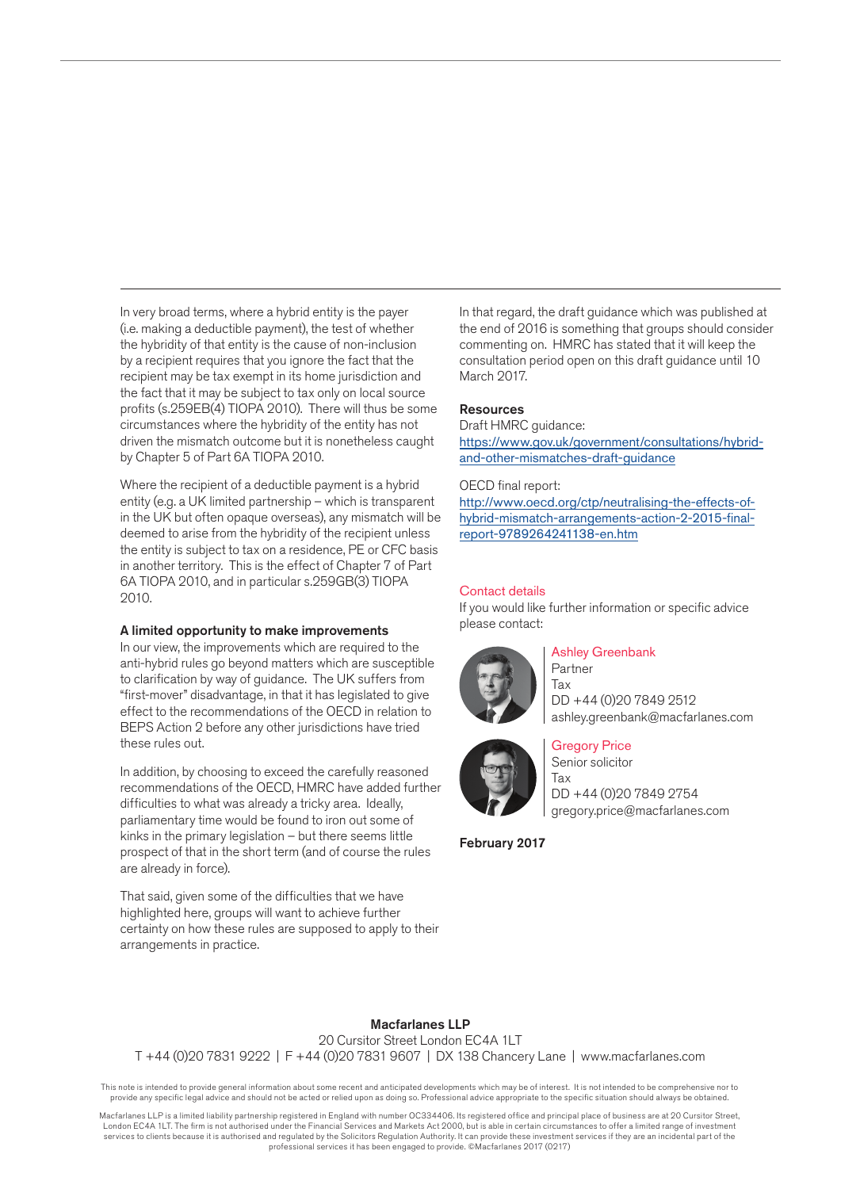In very broad terms, where a hybrid entity is the payer (i.e. making a deductible payment), the test of whether the hybridity of that entity is the cause of non-inclusion by a recipient requires that you ignore the fact that the recipient may be tax exempt in its home jurisdiction and the fact that it may be subject to tax only on local source profits (s.259EB(4) TIOPA 2010). There will thus be some circumstances where the hybridity of the entity has not driven the mismatch outcome but it is nonetheless caught by Chapter 5 of Part 6A TIOPA 2010.

Where the recipient of a deductible payment is a hybrid entity (e.g. a UK limited partnership – which is transparent in the UK but often opaque overseas), any mismatch will be deemed to arise from the hybridity of the recipient unless the entity is subject to tax on a residence, PE or CFC basis in another territory. This is the effect of Chapter 7 of Part 6A TIOPA 2010, and in particular s.259GB(3) TIOPA 2010.

### A limited opportunity to make improvements

In our view, the improvements which are required to the anti-hybrid rules go beyond matters which are susceptible to clarification by way of guidance. The UK suffers from "first-mover" disadvantage, in that it has legislated to give effect to the recommendations of the OECD in relation to BEPS Action 2 before any other jurisdictions have tried these rules out.

In addition, by choosing to exceed the carefully reasoned recommendations of the OECD, HMRC have added further difficulties to what was already a tricky area. Ideally, parliamentary time would be found to iron out some of kinks in the primary legislation – but there seems little prospect of that in the short term (and of course the rules are already in force).

That said, given some of the difficulties that we have highlighted here, groups will want to achieve further certainty on how these rules are supposed to apply to their arrangements in practice.

In that regard, the draft guidance which was published at the end of 2016 is something that groups should consider commenting on. HMRC has stated that it will keep the consultation period open on this draft guidance until 10 March 2017.

### Resources

Draft HMRC guidance:
https://www.gov.uk/government/consultations/hybrid-and-other-mismatches-draft-guidance

OECD final report:
http://www.oecd.org/ctp/neutralising-the-effects-of-hybrid-mismatch-arrangements-action-2-2015-final-report-9789264241138-en.htm

### Contact details

If you would like further information or specific advice please contact:

**Ashley Greenbank**
Partner
Tax
DD +44 (0)20 7849 2512
ashley.greenbank@macfarlanes.com

**Gregory Price**
Senior solicitor
Tax
DD +44 (0)20 7849 2754
gregory.price@macfarlanes.com

**February 2017**

**Macfarlanes LLP**
20 Cursitor Street London EC4A 1LT
T +44 (0)20 7831 9222 | F +44 (0)20 7831 9607 | DX 138 Chancery Lane | www.macfarlanes.com

This note is intended to provide general information about some recent and anticipated developments which may be of interest. It is not intended to be comprehensive nor to provide any specific legal advice and should not be acted or relied upon as doing so. Professional advice appropriate to the specific situation should always be obtained.

Macfarlanes LLP is a limited liability partnership registered in England with number OC334406. Its registered office and principal place of business are at 20 Cursitor Street, London EC4A 1LT. The firm is not authorised under the Financial Services and Markets Act 2000, but is able in certain circumstances to offer a limited range of investment services to clients because it is authorised and regulated by the Solicitors Regulation Authority. It can provide these investment services if they are an incidental part of the professional services it has been engaged to provide. ©Macfarlanes 2017 (0217)